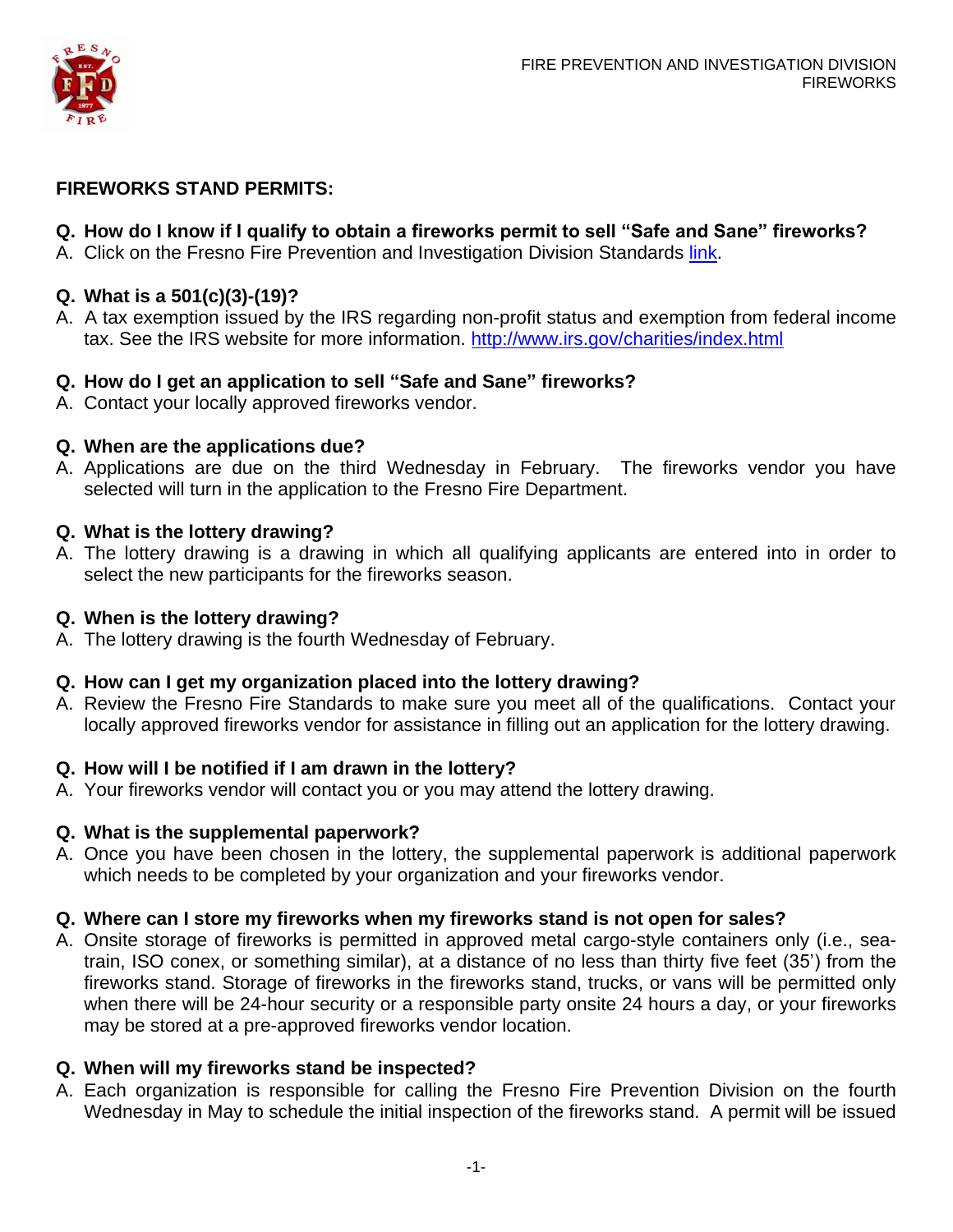FIRE PREVENTION AND INVESTIGATION DIVISION
FIREWORKS

## FIREWORKS STAND PERMITS:

**Q. How do I know if I qualify to obtain a fireworks permit to sell "Safe and Sane" fireworks?**
A. Click on the Fresno Fire Prevention and Investigation Division Standards link.

**Q. What is a 501(c)(3)-(19)?**
A. A tax exemption issued by the IRS regarding non-profit status and exemption from federal income tax. See the IRS website for more information. http://www.irs.gov/charities/index.html

**Q. How do I get an application to sell "Safe and Sane" fireworks?**
A. Contact your locally approved fireworks vendor.

**Q. When are the applications due?**
A. Applications are due on the third Wednesday in February. The fireworks vendor you have selected will turn in the application to the Fresno Fire Department.

**Q. What is the lottery drawing?**
A. The lottery drawing is a drawing in which all qualifying applicants are entered into in order to select the new participants for the fireworks season.

**Q. When is the lottery drawing?**
A. The lottery drawing is the fourth Wednesday of February.

**Q. How can I get my organization placed into the lottery drawing?**
A. Review the Fresno Fire Standards to make sure you meet all of the qualifications. Contact your locally approved fireworks vendor for assistance in filling out an application for the lottery drawing.

**Q. How will I be notified if I am drawn in the lottery?**
A. Your fireworks vendor will contact you or you may attend the lottery drawing.

**Q. What is the supplemental paperwork?**
A. Once you have been chosen in the lottery, the supplemental paperwork is additional paperwork which needs to be completed by your organization and your fireworks vendor.

**Q. Where can I store my fireworks when my fireworks stand is not open for sales?**
A. Onsite storage of fireworks is permitted in approved metal cargo-style containers only (i.e., sea-train, ISO conex, or something similar), at a distance of no less than thirty five feet (35') from the fireworks stand. Storage of fireworks in the fireworks stand, trucks, or vans will be permitted only when there will be 24-hour security or a responsible party onsite 24 hours a day, or your fireworks may be stored at a pre-approved fireworks vendor location.

**Q. When will my fireworks stand be inspected?**
A. Each organization is responsible for calling the Fresno Fire Prevention Division on the fourth Wednesday in May to schedule the initial inspection of the fireworks stand. A permit will be issued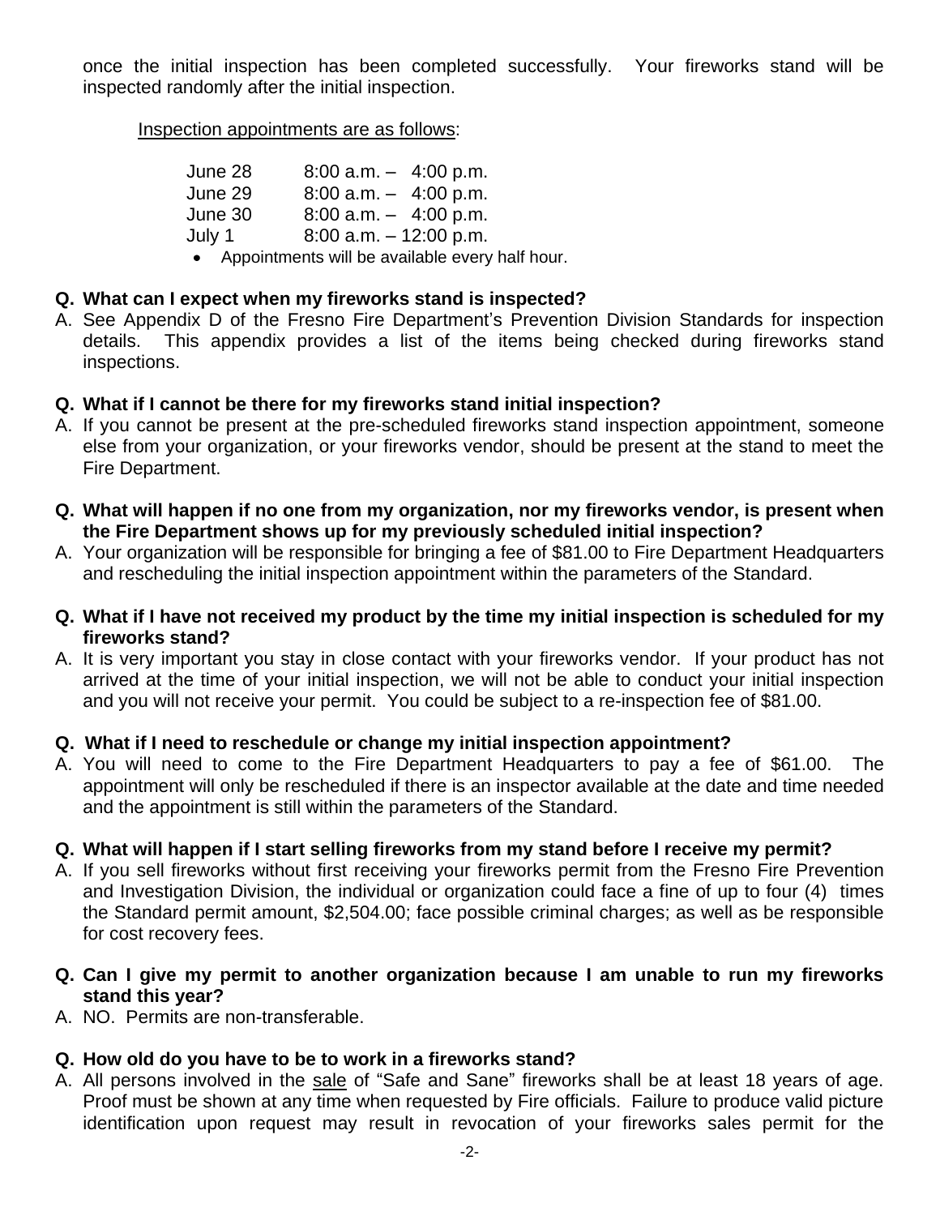once the initial inspection has been completed successfully. Your fireworks stand will be inspected randomly after the initial inspection.

Inspection appointments are as follows:

| | |
|---|---|
| June 28 | 8:00 a.m. – 4:00 p.m. |
| June 29 | 8:00 a.m. – 4:00 p.m. |
| June 30 | 8:00 a.m. – 4:00 p.m. |
| July 1 | 8:00 a.m. – 12:00 p.m. |

- Appointments will be available every half hour.

**Q. What can I expect when my fireworks stand is inspected?**

A. See Appendix D of the Fresno Fire Department's Prevention Division Standards for inspection details. This appendix provides a list of the items being checked during fireworks stand inspections.

**Q. What if I cannot be there for my fireworks stand initial inspection?**

A. If you cannot be present at the pre-scheduled fireworks stand inspection appointment, someone else from your organization, or your fireworks vendor, should be present at the stand to meet the Fire Department.

**Q. What will happen if no one from my organization, nor my fireworks vendor, is present when the Fire Department shows up for my previously scheduled initial inspection?**

A. Your organization will be responsible for bringing a fee of $81.00 to Fire Department Headquarters and rescheduling the initial inspection appointment within the parameters of the Standard.

**Q. What if I have not received my product by the time my initial inspection is scheduled for my fireworks stand?**

A. It is very important you stay in close contact with your fireworks vendor. If your product has not arrived at the time of your initial inspection, we will not be able to conduct your initial inspection and you will not receive your permit. You could be subject to a re-inspection fee of $81.00.

**Q. What if I need to reschedule or change my initial inspection appointment?**

A. You will need to come to the Fire Department Headquarters to pay a fee of $61.00. The appointment will only be rescheduled if there is an inspector available at the date and time needed and the appointment is still within the parameters of the Standard.

**Q. What will happen if I start selling fireworks from my stand before I receive my permit?**

A. If you sell fireworks without first receiving your fireworks permit from the Fresno Fire Prevention and Investigation Division, the individual or organization could face a fine of up to four (4) times the Standard permit amount, $2,504.00; face possible criminal charges; as well as be responsible for cost recovery fees.

**Q. Can I give my permit to another organization because I am unable to run my fireworks stand this year?**

A. NO. Permits are non-transferable.

**Q. How old do you have to be to work in a fireworks stand?**

A. All persons involved in the sale of "Safe and Sane" fireworks shall be at least 18 years of age. Proof must be shown at any time when requested by Fire officials. Failure to produce valid picture identification upon request may result in revocation of your fireworks sales permit for the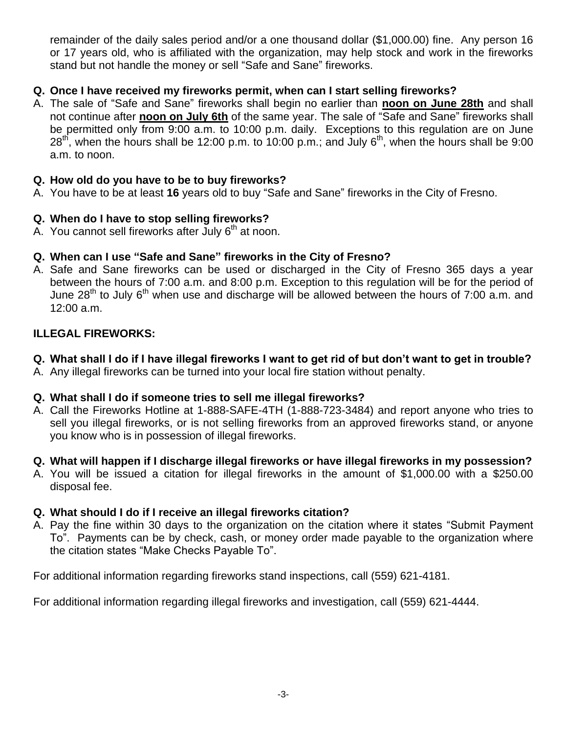remainder of the daily sales period and/or a one thousand dollar ($1,000.00) fine. Any person 16 or 17 years old, who is affiliated with the organization, may help stock and work in the fireworks stand but not handle the money or sell "Safe and Sane" fireworks.

**Q. Once I have received my fireworks permit, when can I start selling fireworks?**

A. The sale of "Safe and Sane" fireworks shall begin no earlier than **noon on June 28th** and shall not continue after **noon on July 6th** of the same year. The sale of "Safe and Sane" fireworks shall be permitted only from 9:00 a.m. to 10:00 p.m. daily. Exceptions to this regulation are on June 28th, when the hours shall be 12:00 p.m. to 10:00 p.m.; and July 6th, when the hours shall be 9:00 a.m. to noon.

**Q. How old do you have to be to buy fireworks?**

A. You have to be at least **16** years old to buy "Safe and Sane" fireworks in the City of Fresno.

**Q. When do I have to stop selling fireworks?**

A. You cannot sell fireworks after July 6th at noon.

**Q. When can I use "Safe and Sane" fireworks in the City of Fresno?**

A. Safe and Sane fireworks can be used or discharged in the City of Fresno 365 days a year between the hours of 7:00 a.m. and 8:00 p.m. Exception to this regulation will be for the period of June 28th to July 6th when use and discharge will be allowed between the hours of 7:00 a.m. and 12:00 a.m.

**ILLEGAL FIREWORKS:**

**Q. What shall I do if I have illegal fireworks I want to get rid of but don't want to get in trouble?**

A. Any illegal fireworks can be turned into your local fire station without penalty.

**Q. What shall I do if someone tries to sell me illegal fireworks?**

A. Call the Fireworks Hotline at 1-888-SAFE-4TH (1-888-723-3484) and report anyone who tries to sell you illegal fireworks, or is not selling fireworks from an approved fireworks stand, or anyone you know who is in possession of illegal fireworks.

**Q. What will happen if I discharge illegal fireworks or have illegal fireworks in my possession?**

A. You will be issued a citation for illegal fireworks in the amount of $1,000.00 with a $250.00 disposal fee.

**Q. What should I do if I receive an illegal fireworks citation?**

A. Pay the fine within 30 days to the organization on the citation where it states "Submit Payment To". Payments can be by check, cash, or money order made payable to the organization where the citation states "Make Checks Payable To".

For additional information regarding fireworks stand inspections, call (559) 621-4181.

For additional information regarding illegal fireworks and investigation, call (559) 621-4444.